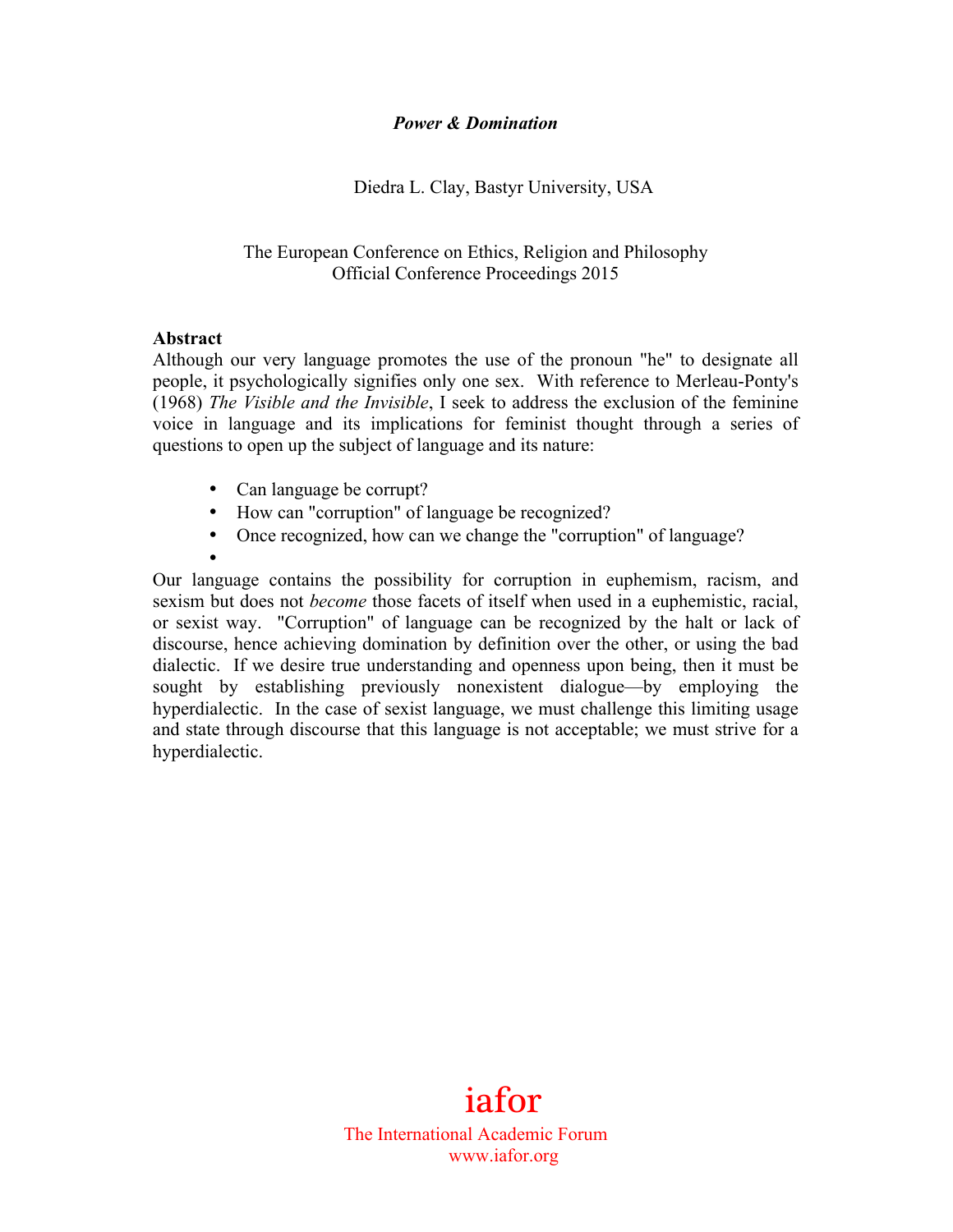# *Power & Domination*

Diedra L. Clay, Bastyr University, USA

The European Conference on Ethics, Religion and Philosophy
Official Conference Proceedings 2015

**Abstract**

Although our very language promotes the use of the pronoun "he" to designate all people, it psychologically signifies only one sex. With reference to Merleau-Ponty's (1968) *The Visible and the Invisible*, I seek to address the exclusion of the feminine voice in language and its implications for feminist thought through a series of questions to open up the subject of language and its nature:

- Can language be corrupt?
- How can "corruption" of language be recognized?
- Once recognized, how can we change the "corruption" of language?

Our language contains the possibility for corruption in euphemism, racism, and sexism but does not *become* those facets of itself when used in a euphemistic, racial, or sexist way. "Corruption" of language can be recognized by the halt or lack of discourse, hence achieving domination by definition over the other, or using the bad dialectic. If we desire true understanding and openness upon being, then it must be sought by establishing previously nonexistent dialogue—by employing the hyperdialectic. In the case of sexist language, we must challenge this limiting usage and state through discourse that this language is not acceptable; we must strive for a hyperdialectic.

iafor

The International Academic Forum
www.iafor.org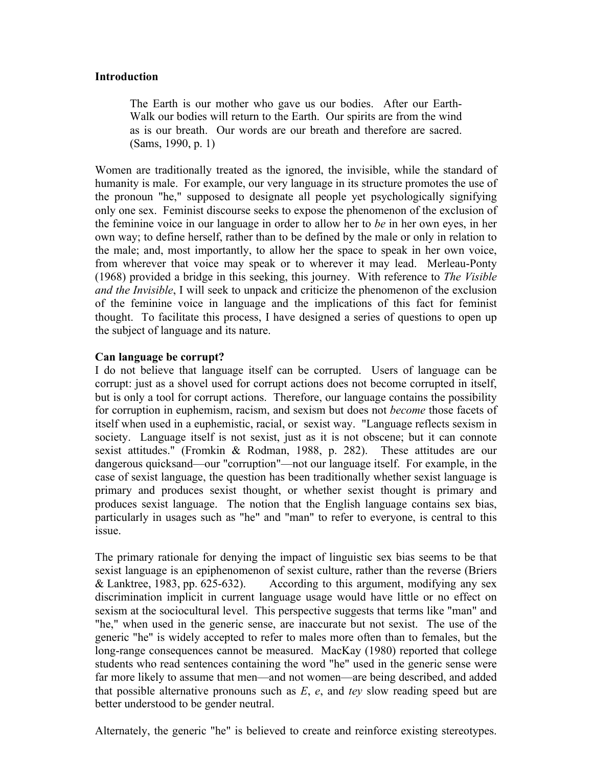## Introduction

> The Earth is our mother who gave us our bodies. After our Earth-Walk our bodies will return to the Earth. Our spirits are from the wind as is our breath. Our words are our breath and therefore are sacred. (Sams, 1990, p. 1)

Women are traditionally treated as the ignored, the invisible, while the standard of humanity is male. For example, our very language in its structure promotes the use of the pronoun "he," supposed to designate all people yet psychologically signifying only one sex. Feminist discourse seeks to expose the phenomenon of the exclusion of the feminine voice in our language in order to allow her to *be* in her own eyes, in her own way; to define herself, rather than to be defined by the male or only in relation to the male; and, most importantly, to allow her the space to speak in her own voice, from wherever that voice may speak or to wherever it may lead. Merleau-Ponty (1968) provided a bridge in this seeking, this journey. With reference to *The Visible and the Invisible*, I will seek to unpack and criticize the phenomenon of the exclusion of the feminine voice in language and the implications of this fact for feminist thought. To facilitate this process, I have designed a series of questions to open up the subject of language and its nature.

### Can language be corrupt?

I do not believe that language itself can be corrupted. Users of language can be corrupt: just as a shovel used for corrupt actions does not become corrupted in itself, but is only a tool for corrupt actions. Therefore, our language contains the possibility for corruption in euphemism, racism, and sexism but does not *become* those facets of itself when used in a euphemistic, racial, or sexist way. "Language reflects sexism in society. Language itself is not sexist, just as it is not obscene; but it can connote sexist attitudes." (Fromkin & Rodman, 1988, p. 282). These attitudes are our dangerous quicksand—our "corruption"—not our language itself. For example, in the case of sexist language, the question has been traditionally whether sexist language is primary and produces sexist thought, or whether sexist thought is primary and produces sexist language. The notion that the English language contains sex bias, particularly in usages such as "he" and "man" to refer to everyone, is central to this issue.

The primary rationale for denying the impact of linguistic sex bias seems to be that sexist language is an epiphenomenon of sexist culture, rather than the reverse (Briers & Lanktree, 1983, pp. 625-632). According to this argument, modifying any sex discrimination implicit in current language usage would have little or no effect on sexism at the sociocultural level. This perspective suggests that terms like "man" and "he," when used in the generic sense, are inaccurate but not sexist. The use of the generic "he" is widely accepted to refer to males more often than to females, but the long-range consequences cannot be measured. MacKay (1980) reported that college students who read sentences containing the word "he" used in the generic sense were far more likely to assume that men—and not women—are being described, and added that possible alternative pronouns such as *E*, *e*, and *tey* slow reading speed but are better understood to be gender neutral.

Alternately, the generic "he" is believed to create and reinforce existing stereotypes.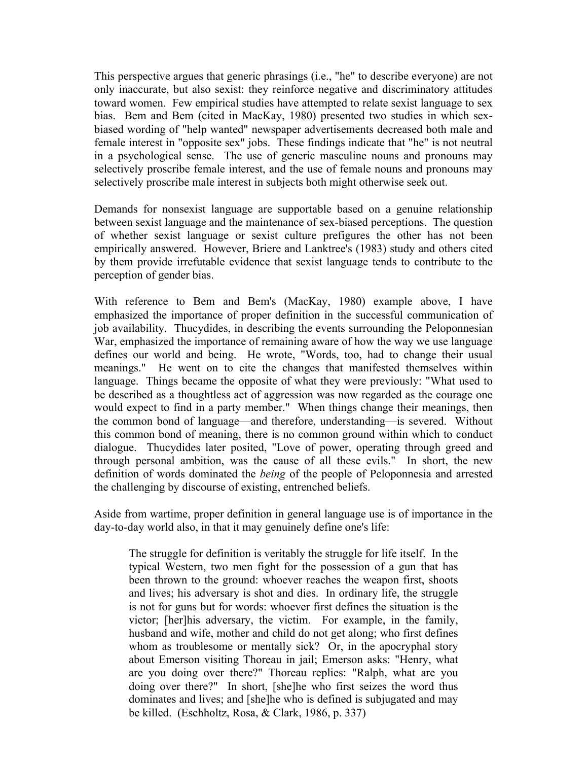This perspective argues that generic phrasings (i.e., "he" to describe everyone) are not only inaccurate, but also sexist: they reinforce negative and discriminatory attitudes toward women. Few empirical studies have attempted to relate sexist language to sex bias. Bem and Bem (cited in MacKay, 1980) presented two studies in which sex-biased wording of "help wanted" newspaper advertisements decreased both male and female interest in "opposite sex" jobs. These findings indicate that "he" is not neutral in a psychological sense. The use of generic masculine nouns and pronouns may selectively proscribe female interest, and the use of female nouns and pronouns may selectively proscribe male interest in subjects both might otherwise seek out.

Demands for nonsexist language are supportable based on a genuine relationship between sexist language and the maintenance of sex-biased perceptions. The question of whether sexist language or sexist culture prefigures the other has not been empirically answered. However, Briere and Lanktree's (1983) study and others cited by them provide irrefutable evidence that sexist language tends to contribute to the perception of gender bias.

With reference to Bem and Bem's (MacKay, 1980) example above, I have emphasized the importance of proper definition in the successful communication of job availability. Thucydides, in describing the events surrounding the Peloponnesian War, emphasized the importance of remaining aware of how the way we use language defines our world and being. He wrote, "Words, too, had to change their usual meanings." He went on to cite the changes that manifested themselves within language. Things became the opposite of what they were previously: "What used to be described as a thoughtless act of aggression was now regarded as the courage one would expect to find in a party member." When things change their meanings, then the common bond of language—and therefore, understanding—is severed. Without this common bond of meaning, there is no common ground within which to conduct dialogue. Thucydides later posited, "Love of power, operating through greed and through personal ambition, was the cause of all these evils." In short, the new definition of words dominated the *being* of the people of Peloponnesia and arrested the challenging by discourse of existing, entrenched beliefs.

Aside from wartime, proper definition in general language use is of importance in the day-to-day world also, in that it may genuinely define one's life:

> The struggle for definition is veritably the struggle for life itself. In the typical Western, two men fight for the possession of a gun that has been thrown to the ground: whoever reaches the weapon first, shoots and lives; his adversary is shot and dies. In ordinary life, the struggle is not for guns but for words: whoever first defines the situation is the victor; [her]his adversary, the victim. For example, in the family, husband and wife, mother and child do not get along; who first defines whom as troublesome or mentally sick? Or, in the apocryphal story about Emerson visiting Thoreau in jail; Emerson asks: "Henry, what are you doing over there?" Thoreau replies: "Ralph, what are you doing over there?" In short, [she]he who first seizes the word thus dominates and lives; and [she]he who is defined is subjugated and may be killed. (Eschholtz, Rosa, & Clark, 1986, p. 337)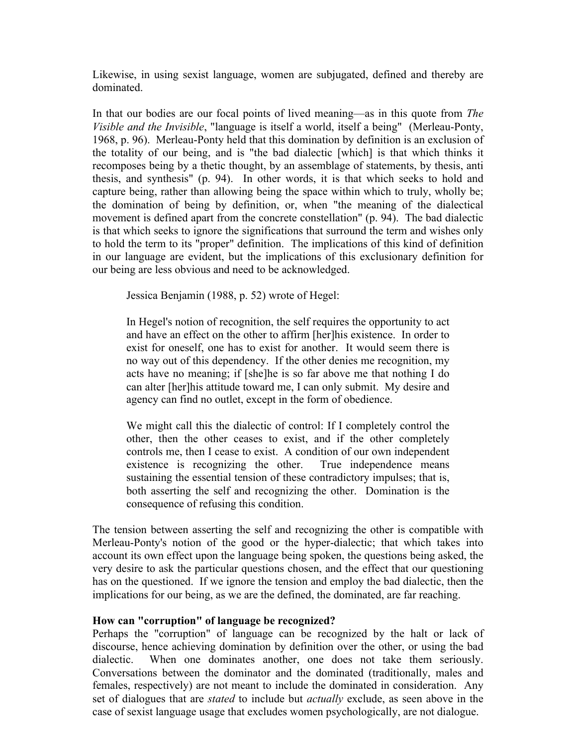Likewise, in using sexist language, women are subjugated, defined and thereby are dominated.

In that our bodies are our focal points of lived meaning—as in this quote from *The Visible and the Invisible*, "language is itself a world, itself a being" (Merleau-Ponty, 1968, p. 96). Merleau-Ponty held that this domination by definition is an exclusion of the totality of our being, and is "the bad dialectic [which] is that which thinks it recomposes being by a thetic thought, by an assemblage of statements, by thesis, anti thesis, and synthesis" (p. 94). In other words, it is that which seeks to hold and capture being, rather than allowing being the space within which to truly, wholly be; the domination of being by definition, or, when "the meaning of the dialectical movement is defined apart from the concrete constellation" (p. 94). The bad dialectic is that which seeks to ignore the significations that surround the term and wishes only to hold the term to its "proper" definition. The implications of this kind of definition in our language are evident, but the implications of this exclusionary definition for our being are less obvious and need to be acknowledged.

> Jessica Benjamin (1988, p. 52) wrote of Hegel:
>
> In Hegel's notion of recognition, the self requires the opportunity to act and have an effect on the other to affirm [her]his existence. In order to exist for oneself, one has to exist for another. It would seem there is no way out of this dependency. If the other denies me recognition, my acts have no meaning; if [she]he is so far above me that nothing I do can alter [her]his attitude toward me, I can only submit. My desire and agency can find no outlet, except in the form of obedience.
>
> We might call this the dialectic of control: If I completely control the other, then the other ceases to exist, and if the other completely controls me, then I cease to exist. A condition of our own independent existence is recognizing the other. True independence means sustaining the essential tension of these contradictory impulses; that is, both asserting the self and recognizing the other. Domination is the consequence of refusing this condition.

The tension between asserting the self and recognizing the other is compatible with Merleau-Ponty's notion of the good or the hyper-dialectic; that which takes into account its own effect upon the language being spoken, the questions being asked, the very desire to ask the particular questions chosen, and the effect that our questioning has on the questioned. If we ignore the tension and employ the bad dialectic, then the implications for our being, as we are the defined, the dominated, are far reaching.

**How can "corruption" of language be recognized?**

Perhaps the "corruption" of language can be recognized by the halt or lack of discourse, hence achieving domination by definition over the other, or using the bad dialectic. When one dominates another, one does not take them seriously. Conversations between the dominator and the dominated (traditionally, males and females, respectively) are not meant to include the dominated in consideration. Any set of dialogues that are *stated* to include but *actually* exclude, as seen above in the case of sexist language usage that excludes women psychologically, are not dialogue.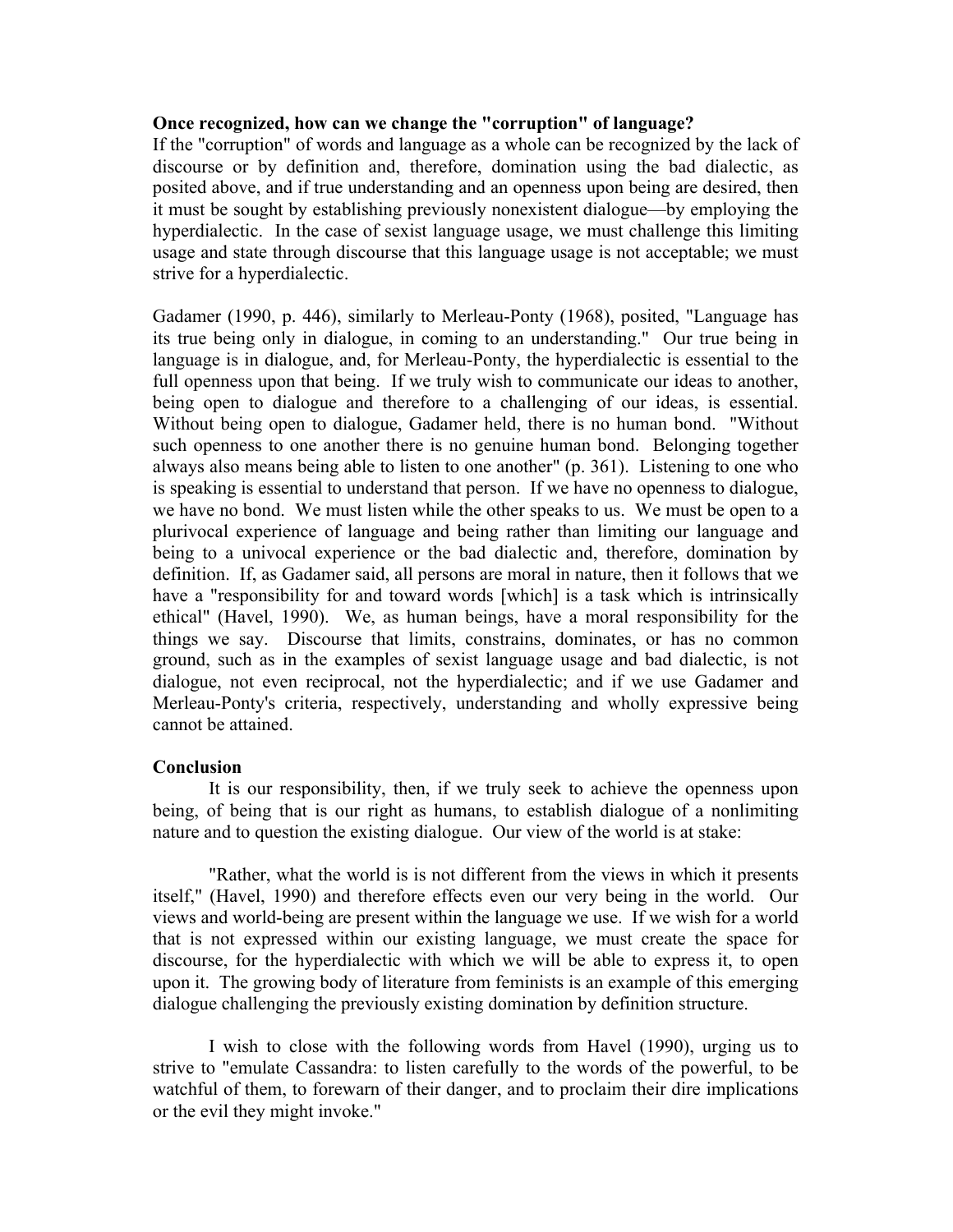**Once recognized, how can we change the "corruption" of language?**

If the "corruption" of words and language as a whole can be recognized by the lack of discourse or by definition and, therefore, domination using the bad dialectic, as posited above, and if true understanding and an openness upon being are desired, then it must be sought by establishing previously nonexistent dialogue—by employing the hyperdialectic. In the case of sexist language usage, we must challenge this limiting usage and state through discourse that this language usage is not acceptable; we must strive for a hyperdialectic.

Gadamer (1990, p. 446), similarly to Merleau-Ponty (1968), posited, "Language has its true being only in dialogue, in coming to an understanding." Our true being in language is in dialogue, and, for Merleau-Ponty, the hyperdialectic is essential to the full openness upon that being. If we truly wish to communicate our ideas to another, being open to dialogue and therefore to a challenging of our ideas, is essential. Without being open to dialogue, Gadamer held, there is no human bond. "Without such openness to one another there is no genuine human bond. Belonging together always also means being able to listen to one another" (p. 361). Listening to one who is speaking is essential to understand that person. If we have no openness to dialogue, we have no bond. We must listen while the other speaks to us. We must be open to a plurivocal experience of language and being rather than limiting our language and being to a univocal experience or the bad dialectic and, therefore, domination by definition. If, as Gadamer said, all persons are moral in nature, then it follows that we have a "responsibility for and toward words [which] is a task which is intrinsically ethical" (Havel, 1990). We, as human beings, have a moral responsibility for the things we say. Discourse that limits, constrains, dominates, or has no common ground, such as in the examples of sexist language usage and bad dialectic, is not dialogue, not even reciprocal, not the hyperdialectic; and if we use Gadamer and Merleau-Ponty's criteria, respectively, understanding and wholly expressive being cannot be attained.

**Conclusion**

It is our responsibility, then, if we truly seek to achieve the openness upon being, of being that is our right as humans, to establish dialogue of a nonlimiting nature and to question the existing dialogue. Our view of the world is at stake:

"Rather, what the world is is not different from the views in which it presents itself," (Havel, 1990) and therefore effects even our very being in the world. Our views and world-being are present within the language we use. If we wish for a world that is not expressed within our existing language, we must create the space for discourse, for the hyperdialectic with which we will be able to express it, to open upon it. The growing body of literature from feminists is an example of this emerging dialogue challenging the previously existing domination by definition structure.

I wish to close with the following words from Havel (1990), urging us to strive to "emulate Cassandra: to listen carefully to the words of the powerful, to be watchful of them, to forewarn of their danger, and to proclaim their dire implications or the evil they might invoke."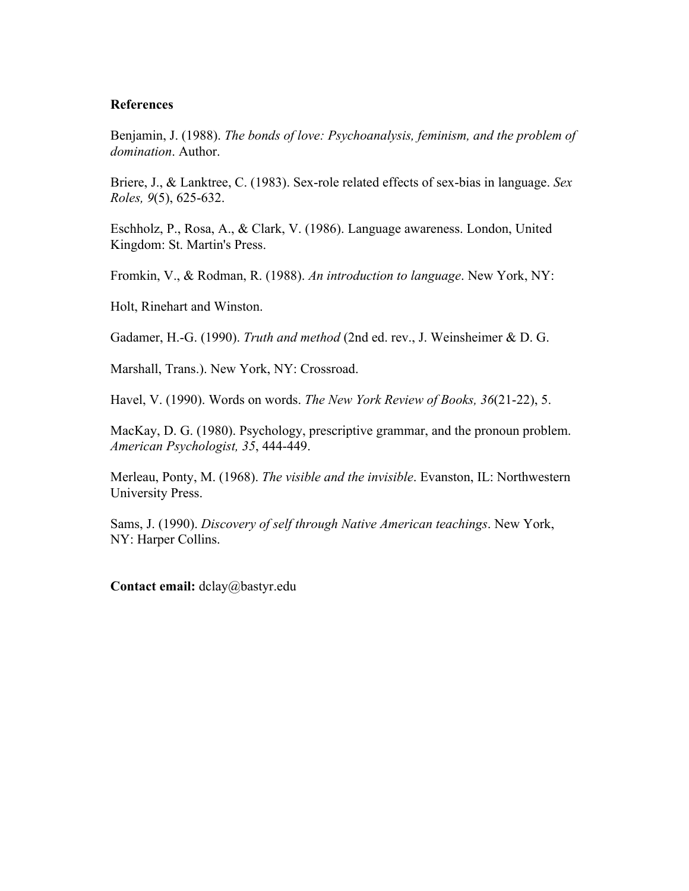**References**

Benjamin, J. (1988). *The bonds of love: Psychoanalysis, feminism, and the problem of domination*. Author.

Briere, J., & Lanktree, C. (1983). Sex-role related effects of sex-bias in language. *Sex Roles, 9*(5), 625-632.

Eschholz, P., Rosa, A., & Clark, V. (1986). Language awareness. London, United Kingdom: St. Martin's Press.

Fromkin, V., & Rodman, R. (1988). *An introduction to language*. New York, NY:

Holt, Rinehart and Winston.

Gadamer, H.-G. (1990). *Truth and method* (2nd ed. rev., J. Weinsheimer & D. G.

Marshall, Trans.). New York, NY: Crossroad.

Havel, V. (1990). Words on words. *The New York Review of Books, 36*(21-22), 5.

MacKay, D. G. (1980). Psychology, prescriptive grammar, and the pronoun problem. *American Psychologist, 35*, 444-449.

Merleau, Ponty, M. (1968). *The visible and the invisible*. Evanston, IL: Northwestern University Press.

Sams, J. (1990). *Discovery of self through Native American teachings*. New York, NY: Harper Collins.

**Contact email:** dclay@bastyr.edu